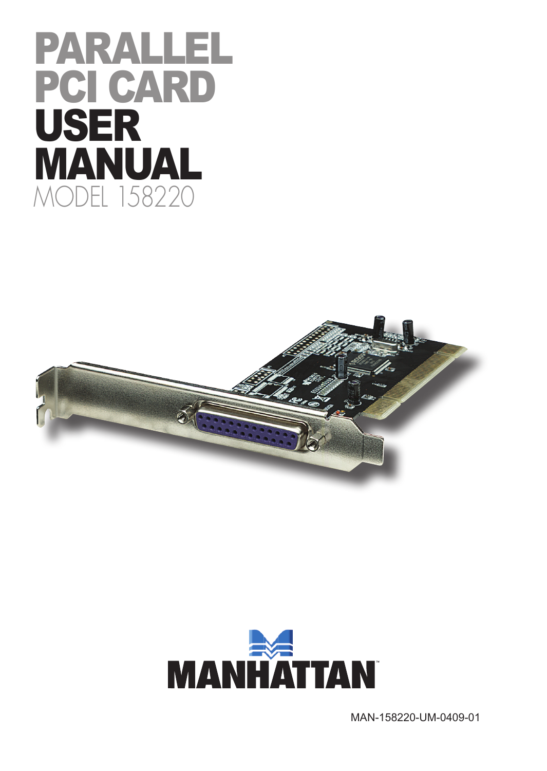# PARALLEL PCI CARD USER MANUAL

MODEL 158220

MANHATTAN™

MAN-158220-UM-0409-01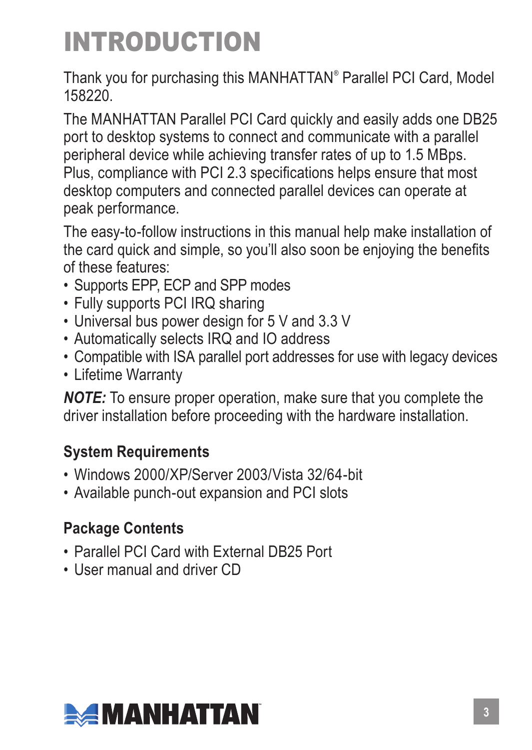# INTRODUCTION

Thank you for purchasing this MANHATTAN® Parallel PCI Card, Model 158220.

The MANHATTAN Parallel PCI Card quickly and easily adds one DB25 port to desktop systems to connect and communicate with a parallel peripheral device while achieving transfer rates of up to 1.5 MBps. Plus, compliance with PCI 2.3 specifications helps ensure that most desktop computers and connected parallel devices can operate at peak performance.

The easy-to-follow instructions in this manual help make installation of the card quick and simple, so you'll also soon be enjoying the benefits of these features:

- Supports EPP, ECP and SPP modes
- Fully supports PCI IRQ sharing
- Universal bus power design for 5 V and 3.3 V
- Automatically selects IRQ and IO address
- Compatible with ISA parallel port addresses for use with legacy devices
- Lifetime Warranty

***NOTE:*** To ensure proper operation, make sure that you complete the driver installation before proceeding with the hardware installation.

### System Requirements

- Windows 2000/XP/Server 2003/Vista 32/64-bit
- Available punch-out expansion and PCI slots

### Package Contents

- Parallel PCI Card with External DB25 Port
- User manual and driver CD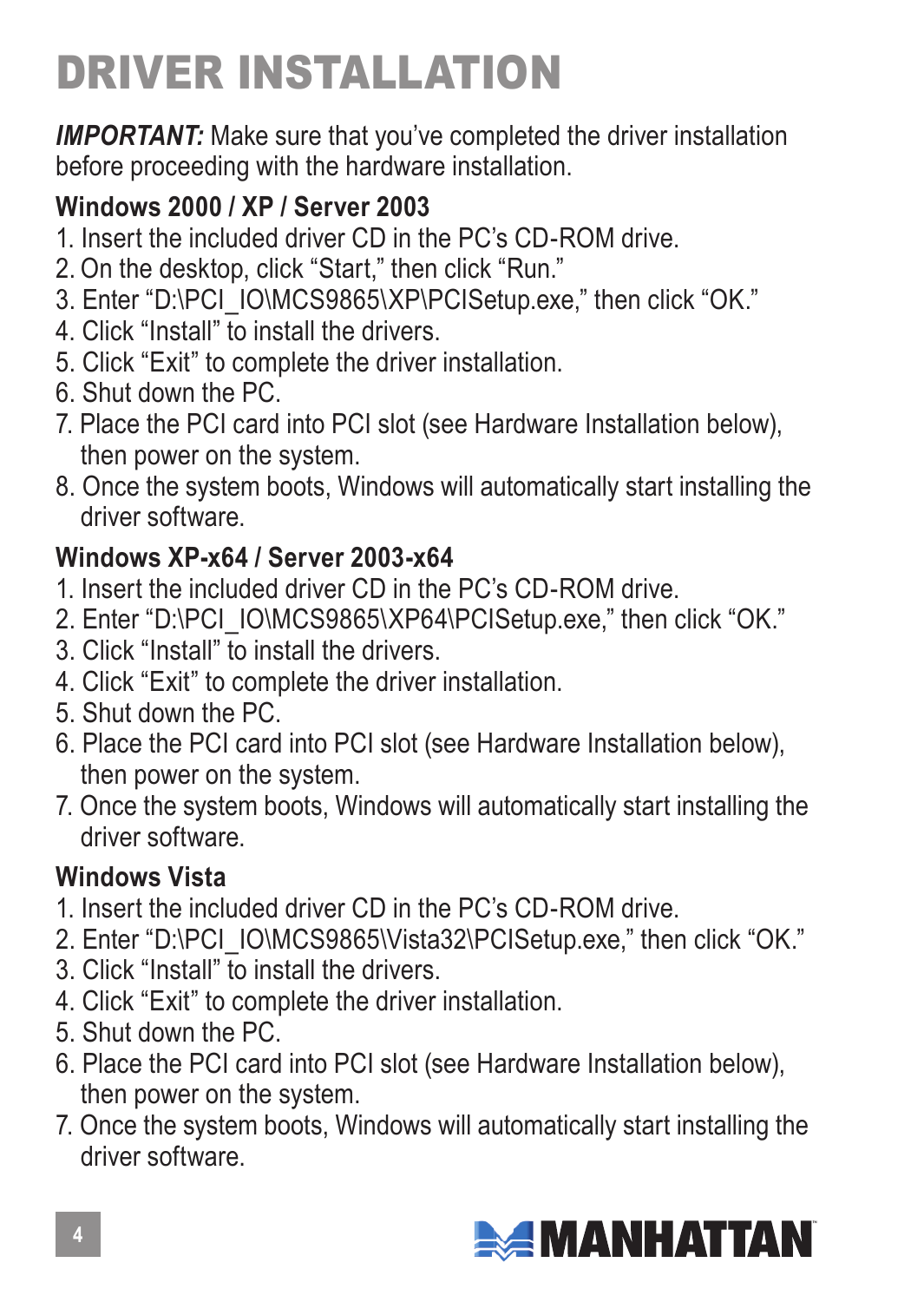# DRIVER INSTALLATION

***IMPORTANT:*** Make sure that you've completed the driver installation before proceeding with the hardware installation.

### Windows 2000 / XP / Server 2003

1. Insert the included driver CD in the PC's CD-ROM drive.
2. On the desktop, click "Start," then click "Run."
3. Enter "D:\PCI_IO\MCS9865\XP\PCISetup.exe," then click "OK."
4. Click "Install" to install the drivers.
5. Click "Exit" to complete the driver installation.
6. Shut down the PC.
7. Place the PCI card into PCI slot (see Hardware Installation below), then power on the system.
8. Once the system boots, Windows will automatically start installing the driver software.

### Windows XP-x64 / Server 2003-x64

1. Insert the included driver CD in the PC's CD-ROM drive.
2. Enter "D:\PCI_IO\MCS9865\XP64\PCISetup.exe," then click "OK."
3. Click "Install" to install the drivers.
4. Click "Exit" to complete the driver installation.
5. Shut down the PC.
6. Place the PCI card into PCI slot (see Hardware Installation below), then power on the system.
7. Once the system boots, Windows will automatically start installing the driver software.

### Windows Vista

1. Insert the included driver CD in the PC's CD-ROM drive.
2. Enter "D:\PCI_IO\MCS9865\Vista32\PCISetup.exe," then click "OK."
3. Click "Install" to install the drivers.
4. Click "Exit" to complete the driver installation.
5. Shut down the PC.
6. Place the PCI card into PCI slot (see Hardware Installation below), then power on the system.
7. Once the system boots, Windows will automatically start installing the driver software.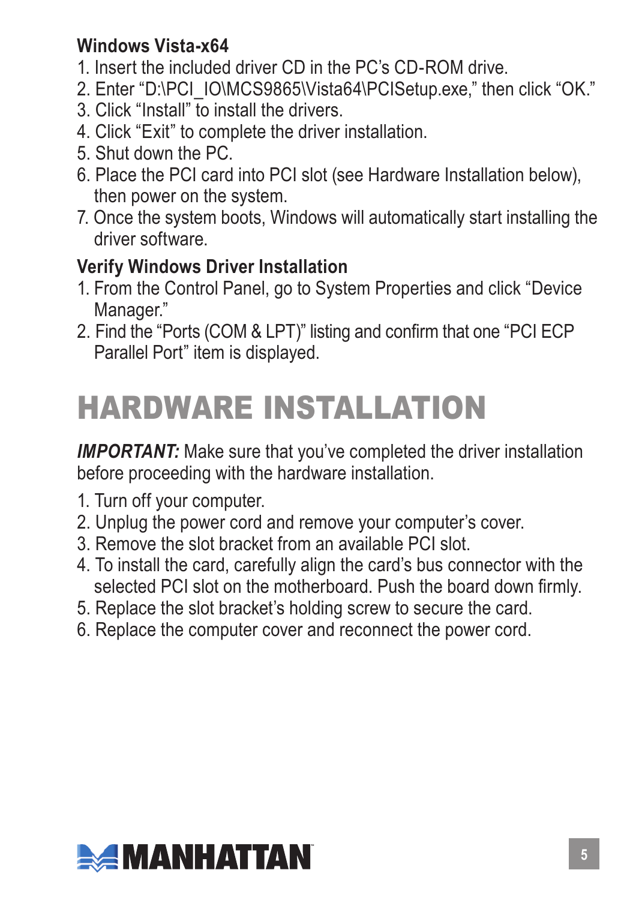### Windows Vista-x64

1. Insert the included driver CD in the PC's CD-ROM drive.
2. Enter "D:\PCI_IO\MCS9865\Vista64\PCISetup.exe," then click "OK."
3. Click "Install" to install the drivers.
4. Click "Exit" to complete the driver installation.
5. Shut down the PC.
6. Place the PCI card into PCI slot (see Hardware Installation below), then power on the system.
7. Once the system boots, Windows will automatically start installing the driver software.

### Verify Windows Driver Installation

1. From the Control Panel, go to System Properties and click "Device Manager."
2. Find the "Ports (COM & LPT)" listing and confirm that one "PCI ECP Parallel Port" item is displayed.

# HARDWARE INSTALLATION

***IMPORTANT:*** Make sure that you've completed the driver installation before proceeding with the hardware installation.

1. Turn off your computer.
2. Unplug the power cord and remove your computer's cover.
3. Remove the slot bracket from an available PCI slot.
4. To install the card, carefully align the card's bus connector with the selected PCI slot on the motherboard. Push the board down firmly.
5. Replace the slot bracket's holding screw to secure the card.
6. Replace the computer cover and reconnect the power cord.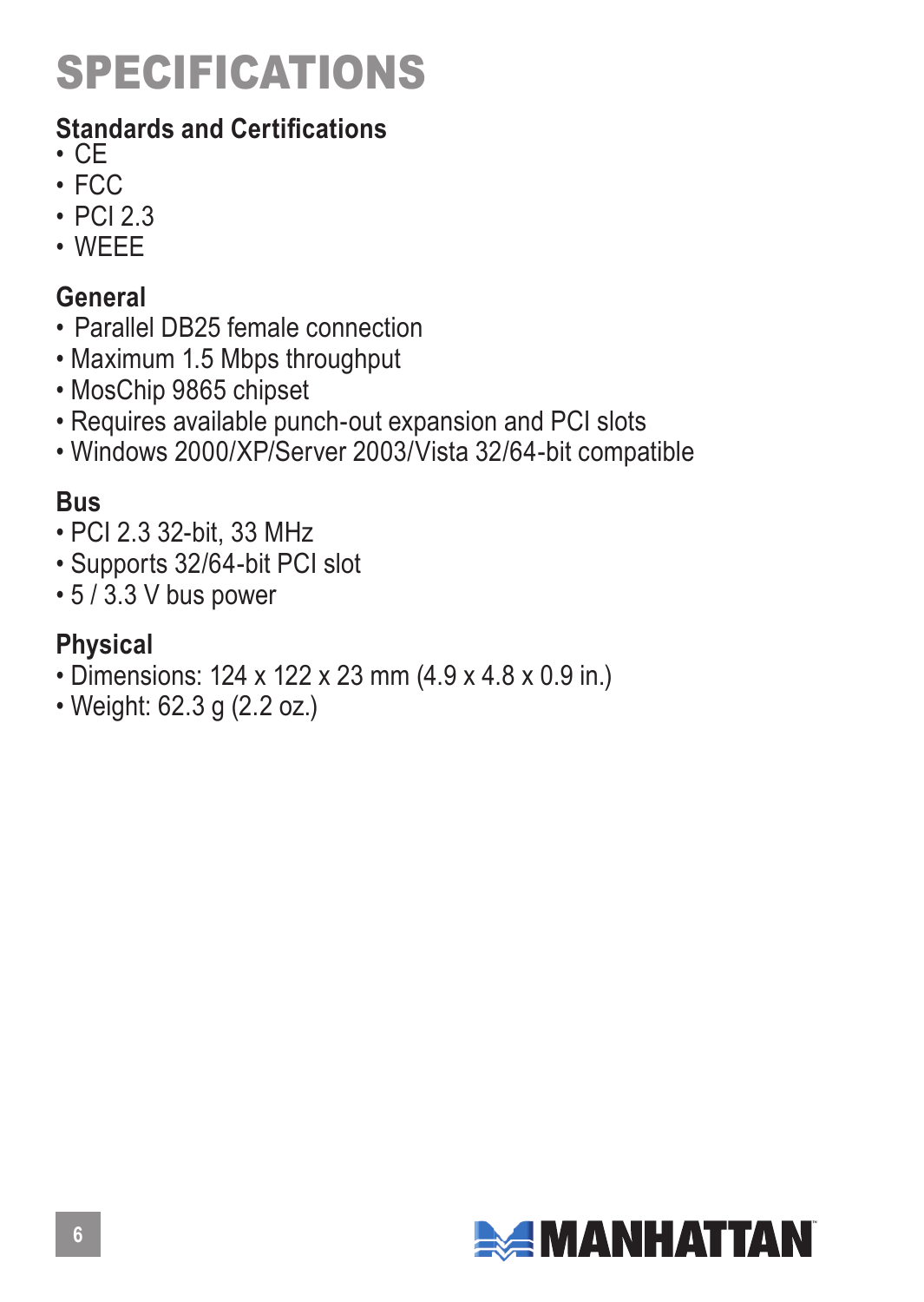# SPECIFICATIONS

## Standards and Certifications

- CE
- FCC
- PCI 2.3
- WEEE

## General

- Parallel DB25 female connection
- Maximum 1.5 Mbps throughput
- MosChip 9865 chipset
- Requires available punch-out expansion and PCI slots
- Windows 2000/XP/Server 2003/Vista 32/64-bit compatible

## Bus

- PCI 2.3 32-bit, 33 MHz
- Supports 32/64-bit PCI slot
- 5 / 3.3 V bus power

## Physical

- Dimensions: 124 x 122 x 23 mm (4.9 x 4.8 x 0.9 in.)
- Weight: 62.3 g (2.2 oz.)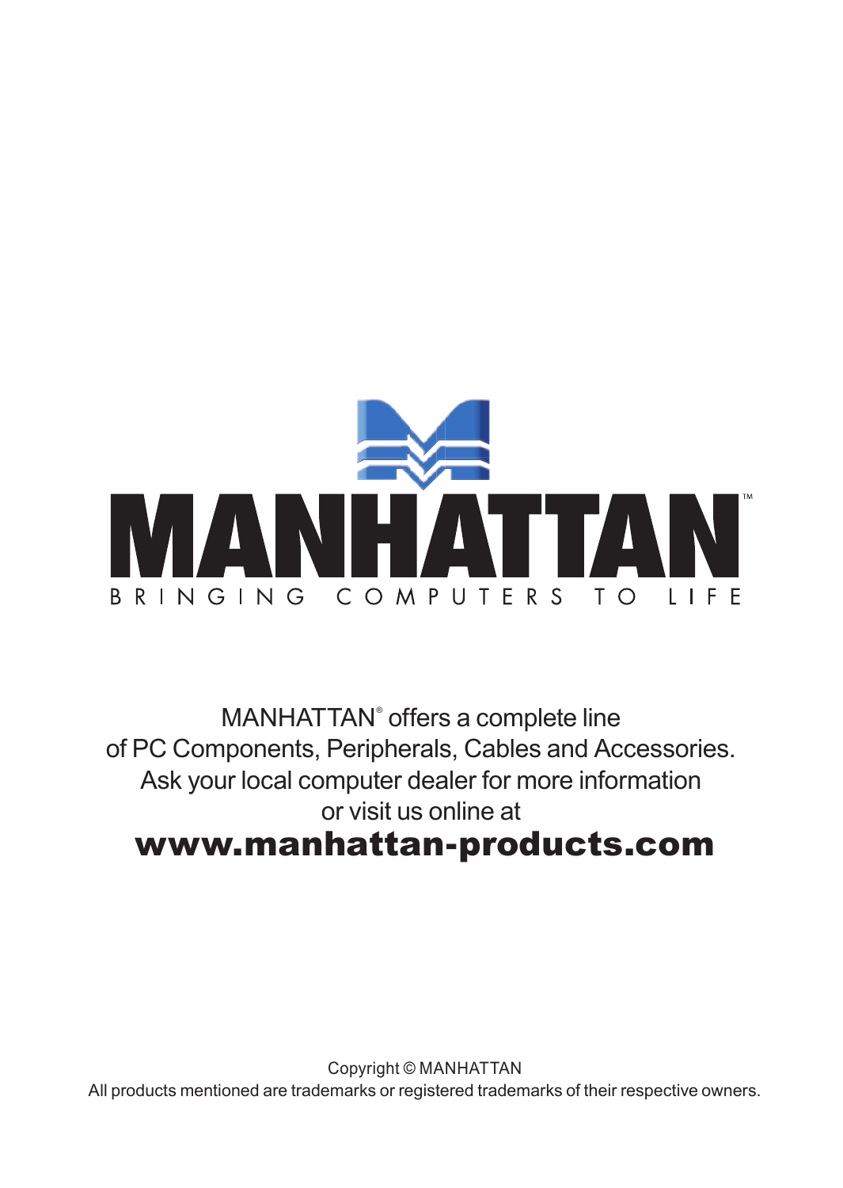MANHATTAN™

BRINGING COMPUTERS TO LIFE

MANHATTAN® offers a complete line
of PC Components, Peripherals, Cables and Accessories.
Ask your local computer dealer for more information
or visit us online at

**www.manhattan-products.com**

Copyright © MANHATTAN
All products mentioned are trademarks or registered trademarks of their respective owners.